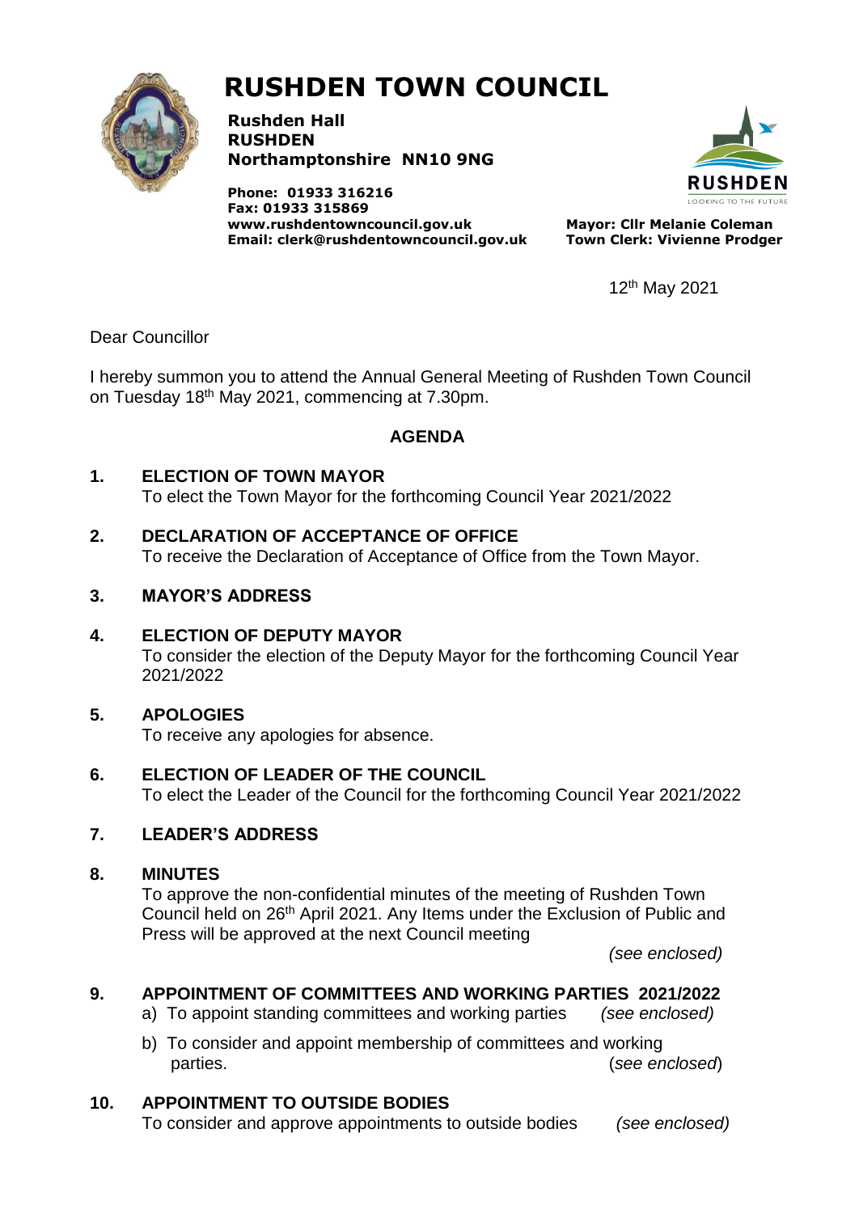# RUSHDEN TOWN COUNCIL

**Rushden Hall**
**RUSHDEN**
**Northamptonshire NN10 9NG**

**Phone: 01933 316216**
**Fax: 01933 315869**
**www.rushdentowncouncil.gov.uk**
**Email: clerk@rushdentowncouncil.gov.uk**

RUSHDEN
LOOKING TO THE FUTURE

**Mayor: Cllr Melanie Coleman**
**Town Clerk: Vivienne Prodger**

12th May 2021

Dear Councillor

I hereby summon you to attend the Annual General Meeting of Rushden Town Council on Tuesday 18th May 2021, commencing at 7.30pm.

**AGENDA**

**1. ELECTION OF TOWN MAYOR**
To elect the Town Mayor for the forthcoming Council Year 2021/2022

**2. DECLARATION OF ACCEPTANCE OF OFFICE**
To receive the Declaration of Acceptance of Office from the Town Mayor.

**3. MAYOR'S ADDRESS**

**4. ELECTION OF DEPUTY MAYOR**
To consider the election of the Deputy Mayor for the forthcoming Council Year 2021/2022

**5. APOLOGIES**
To receive any apologies for absence.

**6. ELECTION OF LEADER OF THE COUNCIL**
To elect the Leader of the Council for the forthcoming Council Year 2021/2022

**7. LEADER'S ADDRESS**

**8. MINUTES**
To approve the non-confidential minutes of the meeting of Rushden Town Council held on 26th April 2021. Any Items under the Exclusion of Public and Press will be approved at the next Council meeting

*(see enclosed)*

**9. APPOINTMENT OF COMMITTEES AND WORKING PARTIES 2021/2022**

a) To appoint standing committees and working parties *(see enclosed)*

b) To consider and appoint membership of committees and working parties. (*see enclosed*)

**10. APPOINTMENT TO OUTSIDE BODIES**
To consider and approve appointments to outside bodies *(see enclosed)*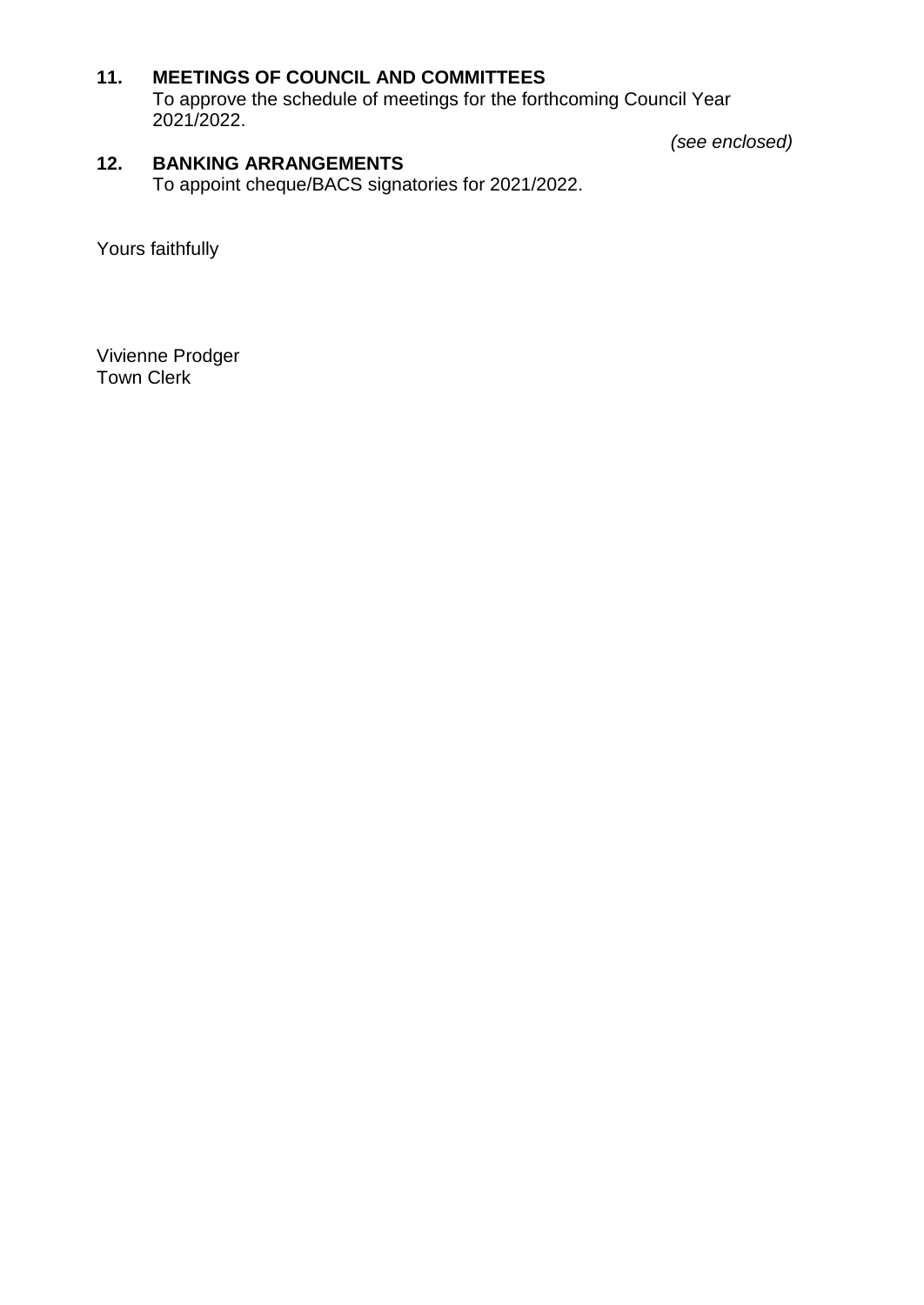**11. MEETINGS OF COUNCIL AND COMMITTEES**

To approve the schedule of meetings for the forthcoming Council Year 2021/2022.

*(see enclosed)*

**12. BANKING ARRANGEMENTS**

To appoint cheque/BACS signatories for 2021/2022.

Yours faithfully

Vivienne Prodger
Town Clerk